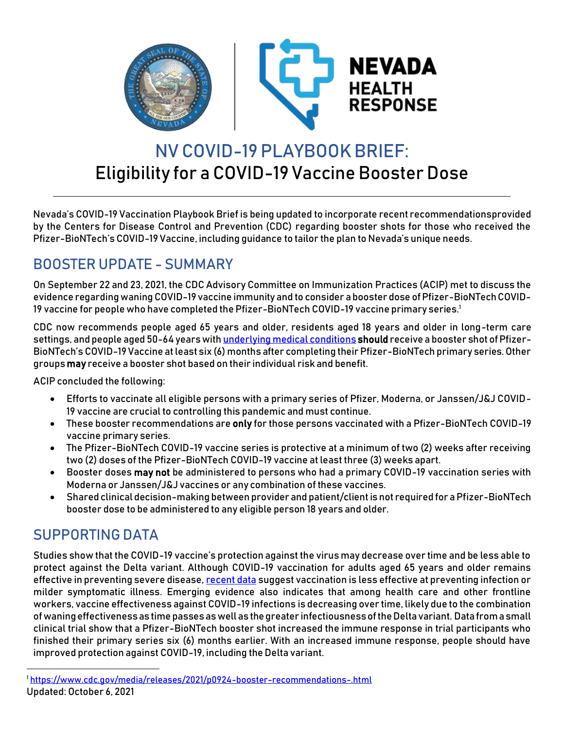NEVADA HEALTH RESPONSE

# NV COVID-19 PLAYBOOK BRIEF: Eligibility for a COVID-19 Vaccine Booster Dose

Nevada's COVID-19 Vaccination Playbook Brief is being updated to incorporate recent recommendationsprovided by the Centers for Disease Control and Prevention (CDC) regarding booster shots for those who received the Pfizer-BioNTech's COVID-19 Vaccine, including guidance to tailor the plan to Nevada's unique needs.

## BOOSTER UPDATE - SUMMARY

On September 22 and 23, 2021, the CDC Advisory Committee on Immunization Practices (ACIP) met to discuss the evidence regarding waning COVID-19 vaccine immunity and to consider a booster dose of Pfizer-BioNTech COVID-19 vaccine for people who have completed the Pfizer-BioNTech COVID-19 vaccine primary series.[1]

CDC now recommends people aged 65 years and older, residents aged 18 years and older in long-term care settings, and people aged 50-64 years with underlying medical conditions **should** receive a booster shot of Pfizer-BioNTech's COVID-19 Vaccine at least six (6) months after completing their Pfizer-BioNTech primary series. Other groups **may** receive a booster shot based on their individual risk and benefit.

ACIP concluded the following:

- Efforts to vaccinate all eligible persons with a primary series of Pfizer, Moderna, or Janssen/J&J COVID-19 vaccine are crucial to controlling this pandemic and must continue.
- These booster recommendations are **only** for those persons vaccinated with a Pfizer-BioNTech COVID-19 vaccine primary series.
- The Pfizer-BioNTech COVID-19 vaccine series is protective at a minimum of two (2) weeks after receiving two (2) doses of the Pfizer-BioNTech COVID-19 vaccine at least three (3) weeks apart.
- Booster doses **may not** be administered to persons who had a primary COVID-19 vaccination series with Moderna or Janssen/J&J vaccines or any combination of these vaccines.
- Shared clinical decision-making between provider and patient/client is not required for a Pfizer-BioNTech booster dose to be administered to any eligible person 18 years and older.

## SUPPORTING DATA

Studies show that the COVID-19 vaccine's protection against the virus may decrease over time and be less able to protect against the Delta variant. Although COVID-19 vaccination for adults aged 65 years and older remains effective in preventing severe disease, recent data suggest vaccination is less effective at preventing infection or milder symptomatic illness. Emerging evidence also indicates that among health care and other frontline workers, vaccine effectiveness against COVID-19 infections is decreasing over time, likely due to the combination of waning effectiveness as time passes as well as the greater infectiousness of the Delta variant. Data from a small clinical trial show that a Pfizer-BioNTech booster shot increased the immune response in trial participants who finished their primary series six (6) months earlier. With an increased immune response, people should have improved protection against COVID-19, including the Delta variant.

[1] https://www.cdc.gov/media/releases/2021/p0924-booster-recommendations-.html

Updated: October 6, 2021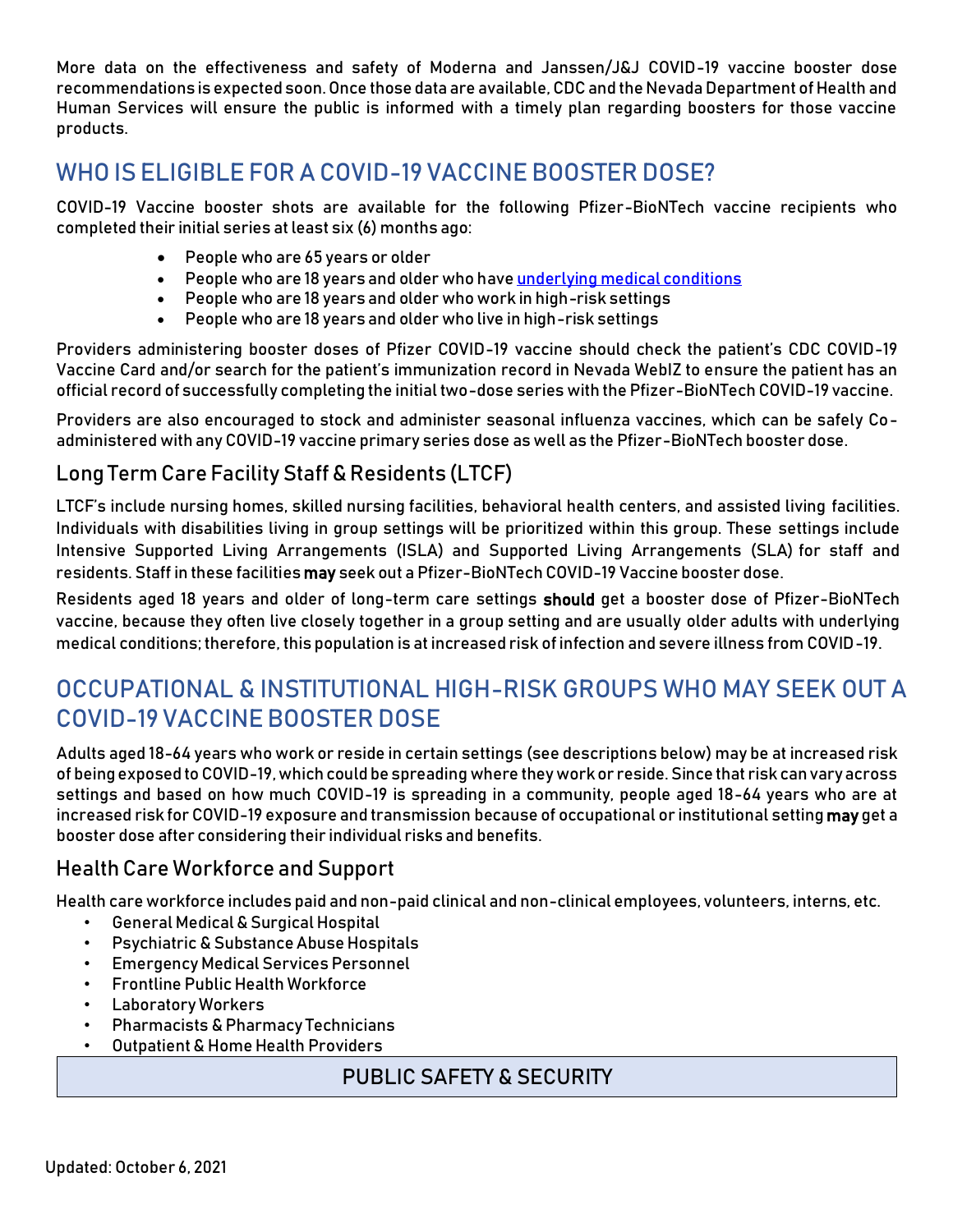More data on the effectiveness and safety of Moderna and Janssen/J&J COVID-19 vaccine booster dose recommendations is expected soon. Once those data are available, CDC and the Nevada Department of Health and Human Services will ensure the public is informed with a timely plan regarding boosters for those vaccine products.

## WHO IS ELIGIBLE FOR A COVID-19 VACCINE BOOSTER DOSE?

COVID-19 Vaccine booster shots are available for the following Pfizer-BioNTech vaccine recipients who completed their initial series at least six (6) months ago:

- People who are 65 years or older
- People who are 18 years and older who have underlying medical conditions
- People who are 18 years and older who work in high-risk settings
- People who are 18 years and older who live in high-risk settings

Providers administering booster doses of Pfizer COVID-19 vaccine should check the patient's CDC COVID-19 Vaccine Card and/or search for the patient's immunization record in Nevada WebIZ to ensure the patient has an official record of successfully completing the initial two-dose series with the Pfizer-BioNTech COVID-19 vaccine.

Providers are also encouraged to stock and administer seasonal influenza vaccines, which can be safely Co-administered with any COVID-19 vaccine primary series dose as well as the Pfizer-BioNTech booster dose.

### Long Term Care Facility Staff & Residents (LTCF)

LTCF's include nursing homes, skilled nursing facilities, behavioral health centers, and assisted living facilities. Individuals with disabilities living in group settings will be prioritized within this group. These settings include Intensive Supported Living Arrangements (ISLA) and Supported Living Arrangements (SLA) for staff and residents. Staff in these facilities **may** seek out a Pfizer-BioNTech COVID-19 Vaccine booster dose.

Residents aged 18 years and older of long-term care settings **should** get a booster dose of Pfizer-BioNTech vaccine, because they often live closely together in a group setting and are usually older adults with underlying medical conditions; therefore, this population is at increased risk of infection and severe illness from COVID-19.

## OCCUPATIONAL & INSTITUTIONAL HIGH-RISK GROUPS WHO MAY SEEK OUT A COVID-19 VACCINE BOOSTER DOSE

Adults aged 18-64 years who work or reside in certain settings (see descriptions below) may be at increased risk of being exposed to COVID-19, which could be spreading where they work or reside. Since that risk can vary across settings and based on how much COVID-19 is spreading in a community, people aged 18-64 years who are at increased risk for COVID-19 exposure and transmission because of occupational or institutional setting **may** get a booster dose after considering their individual risks and benefits.

### Health Care Workforce and Support

Health care workforce includes paid and non-paid clinical and non-clinical employees, volunteers, interns, etc.

- General Medical & Surgical Hospital
- Psychiatric & Substance Abuse Hospitals
- Emergency Medical Services Personnel
- Frontline Public Health Workforce
- Laboratory Workers
- Pharmacists & Pharmacy Technicians
- Outpatient & Home Health Providers

| PUBLIC SAFETY & SECURITY |
| --- |

Updated: October 6, 2021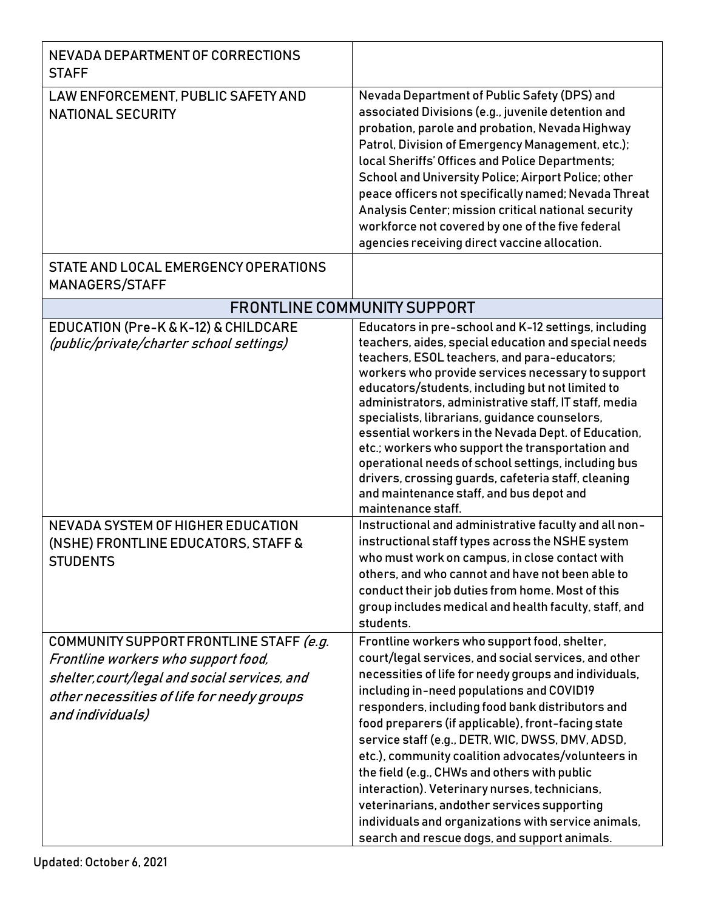| | |
|---|---|
| NEVADA DEPARTMENT OF CORRECTIONS STAFF | |
| LAW ENFORCEMENT, PUBLIC SAFETY AND NATIONAL SECURITY | Nevada Department of Public Safety (DPS) and associated Divisions (e.g., juvenile detention and probation, parole and probation, Nevada Highway Patrol, Division of Emergency Management, etc.); local Sheriffs' Offices and Police Departments; School and University Police; Airport Police; other peace officers not specifically named; Nevada Threat Analysis Center; mission critical national security workforce not covered by one of the five federal agencies receiving direct vaccine allocation. |
| STATE AND LOCAL EMERGENCY OPERATIONS MANAGERS/STAFF | |
| **FRONTLINE COMMUNITY SUPPORT** | |
| EDUCATION (Pre-K & K-12) & CHILDCARE *(public/private/charter school settings)* | Educators in pre-school and K-12 settings, including teachers, aides, special education and special needs teachers, ESOL teachers, and para-educators; workers who provide services necessary to support educators/students, including but not limited to administrators, administrative staff, IT staff, media specialists, librarians, guidance counselors, essential workers in the Nevada Dept. of Education, etc.; workers who support the transportation and operational needs of school settings, including bus drivers, crossing guards, cafeteria staff, cleaning and maintenance staff, and bus depot and maintenance staff. |
| NEVADA SYSTEM OF HIGHER EDUCATION (NSHE) FRONTLINE EDUCATORS, STAFF & STUDENTS | Instructional and administrative faculty and all non-instructional staff types across the NSHE system who must work on campus, in close contact with others, and who cannot and have not been able to conduct their job duties from home. Most of this group includes medical and health faculty, staff, and students. |
| COMMUNITY SUPPORT FRONTLINE STAFF *(e.g. Frontline workers who support food, shelter,court/legal and social services, and other necessities of life for needy groups and individuals)* | Frontline workers who support food, shelter, court/legal services, and social services, and other necessities of life for needy groups and individuals, including in-need populations and COVID19 responders, including food bank distributors and food preparers (if applicable), front-facing state service staff (e.g., DETR, WIC, DWSS, DMV, ADSD, etc.), community coalition advocates/volunteers in the field (e.g., CHWs and others with public interaction). Veterinary nurses, technicians, veterinarians, andother services supporting individuals and organizations with service animals, search and rescue dogs, and support animals. |

Updated: October 6, 2021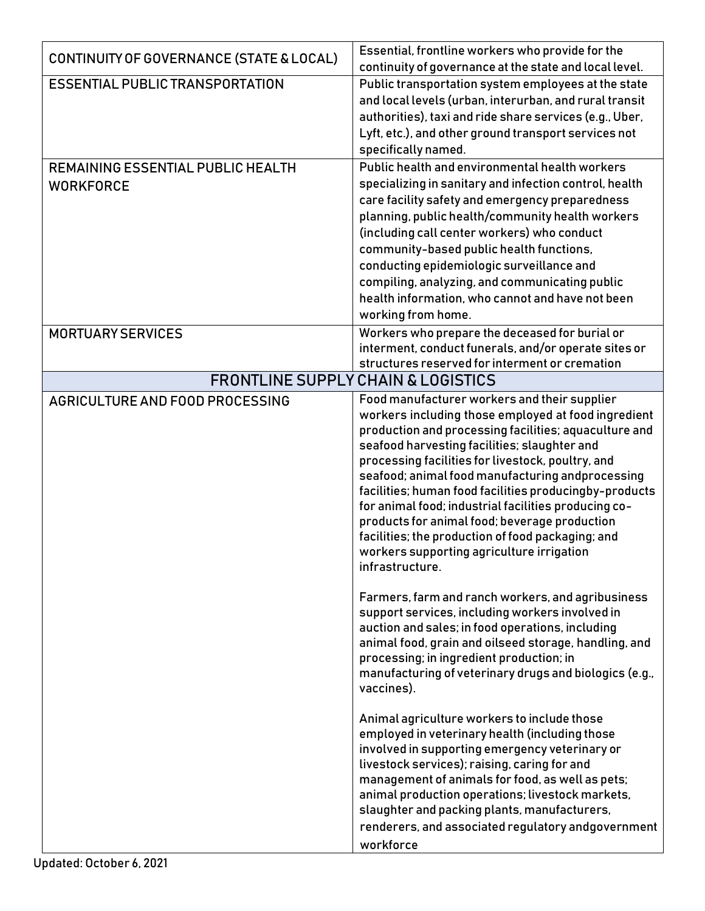| | |
|---|---|
| CONTINUITY OF GOVERNANCE (STATE & LOCAL) | Essential, frontline workers who provide for the continuity of governance at the state and local level. |
| ESSENTIAL PUBLIC TRANSPORTATION | Public transportation system employees at the state and local levels (urban, interurban, and rural transit authorities), taxi and ride share services (e.g., Uber, Lyft, etc.), and other ground transport services not specifically named. |
| REMAINING ESSENTIAL PUBLIC HEALTH WORKFORCE | Public health and environmental health workers specializing in sanitary and infection control, health care facility safety and emergency preparedness planning, public health/community health workers (including call center workers) who conduct community-based public health functions, conducting epidemiologic surveillance and compiling, analyzing, and communicating public health information, who cannot and have not been working from home. |
| MORTUARY SERVICES | Workers who prepare the deceased for burial or interment, conduct funerals, and/or operate sites or structures reserved for interment or cremation |
| **FRONTLINE SUPPLY CHAIN & LOGISTICS** | |
| AGRICULTURE AND FOOD PROCESSING | Food manufacturer workers and their supplier workers including those employed at food ingredient production and processing facilities; aquaculture and seafood harvesting facilities; slaughter and processing facilities for livestock, poultry, and seafood; animal food manufacturing andprocessing facilities; human food facilities producingby-products for animal food; industrial facilities producing co-products for animal food; beverage production facilities; the production of food packaging; and workers supporting agriculture irrigation infrastructure.<br><br>Farmers, farm and ranch workers, and agribusiness support services, including workers involved in auction and sales; in food operations, including animal food, grain and oilseed storage, handling, and processing; in ingredient production; in manufacturing of veterinary drugs and biologics (e.g., vaccines).<br><br>Animal agriculture workers to include those employed in veterinary health (including those involved in supporting emergency veterinary or livestock services); raising, caring for and management of animals for food, as well as pets; animal production operations; livestock markets, slaughter and packing plants, manufacturers, renderers, and associated regulatory andgovernment workforce |

Updated: October 6, 2021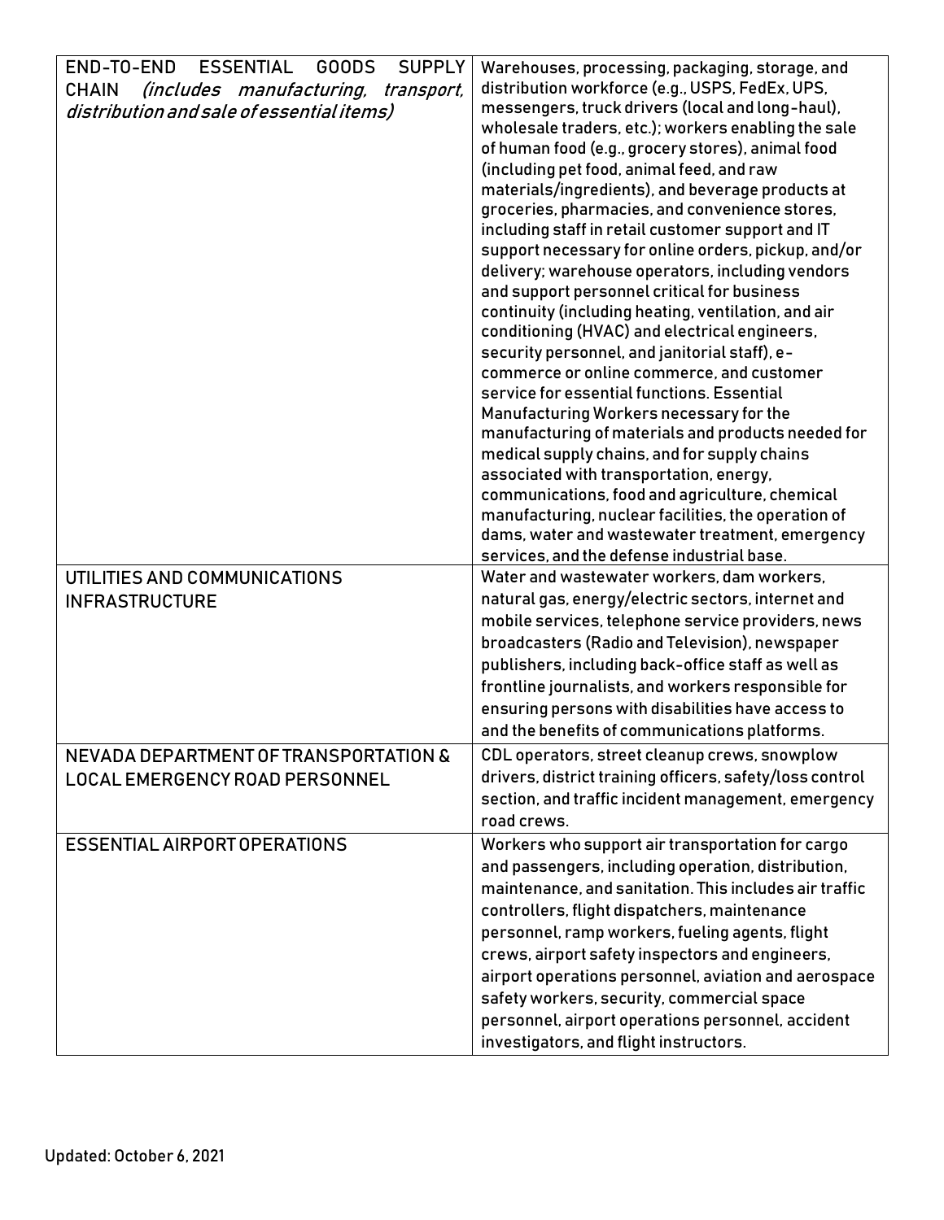| | |
|---|---|
| END-TO-END ESSENTIAL GOODS SUPPLY CHAIN *(includes manufacturing, transport, distribution and sale of essential items)* | Warehouses, processing, packaging, storage, and distribution workforce (e.g., USPS, FedEx, UPS, messengers, truck drivers (local and long-haul), wholesale traders, etc.); workers enabling the sale of human food (e.g., grocery stores), animal food (including pet food, animal feed, and raw materials/ingredients), and beverage products at groceries, pharmacies, and convenience stores, including staff in retail customer support and IT support necessary for online orders, pickup, and/or delivery; warehouse operators, including vendors and support personnel critical for business continuity (including heating, ventilation, and air conditioning (HVAC) and electrical engineers, security personnel, and janitorial staff), e-commerce or online commerce, and customer service for essential functions. Essential Manufacturing Workers necessary for the manufacturing of materials and products needed for medical supply chains, and for supply chains associated with transportation, energy, communications, food and agriculture, chemical manufacturing, nuclear facilities, the operation of dams, water and wastewater treatment, emergency services, and the defense industrial base. |
| UTILITIES AND COMMUNICATIONS INFRASTRUCTURE | Water and wastewater workers, dam workers, natural gas, energy/electric sectors, internet and mobile services, telephone service providers, news broadcasters (Radio and Television), newspaper publishers, including back-office staff as well as frontline journalists, and workers responsible for ensuring persons with disabilities have access to and the benefits of communications platforms. |
| NEVADA DEPARTMENT OF TRANSPORTATION & LOCAL EMERGENCY ROAD PERSONNEL | CDL operators, street cleanup crews, snowplow drivers, district training officers, safety/loss control section, and traffic incident management, emergency road crews. |
| ESSENTIAL AIRPORT OPERATIONS | Workers who support air transportation for cargo and passengers, including operation, distribution, maintenance, and sanitation. This includes air traffic controllers, flight dispatchers, maintenance personnel, ramp workers, fueling agents, flight crews, airport safety inspectors and engineers, airport operations personnel, aviation and aerospace safety workers, security, commercial space personnel, airport operations personnel, accident investigators, and flight instructors. |

Updated: October 6, 2021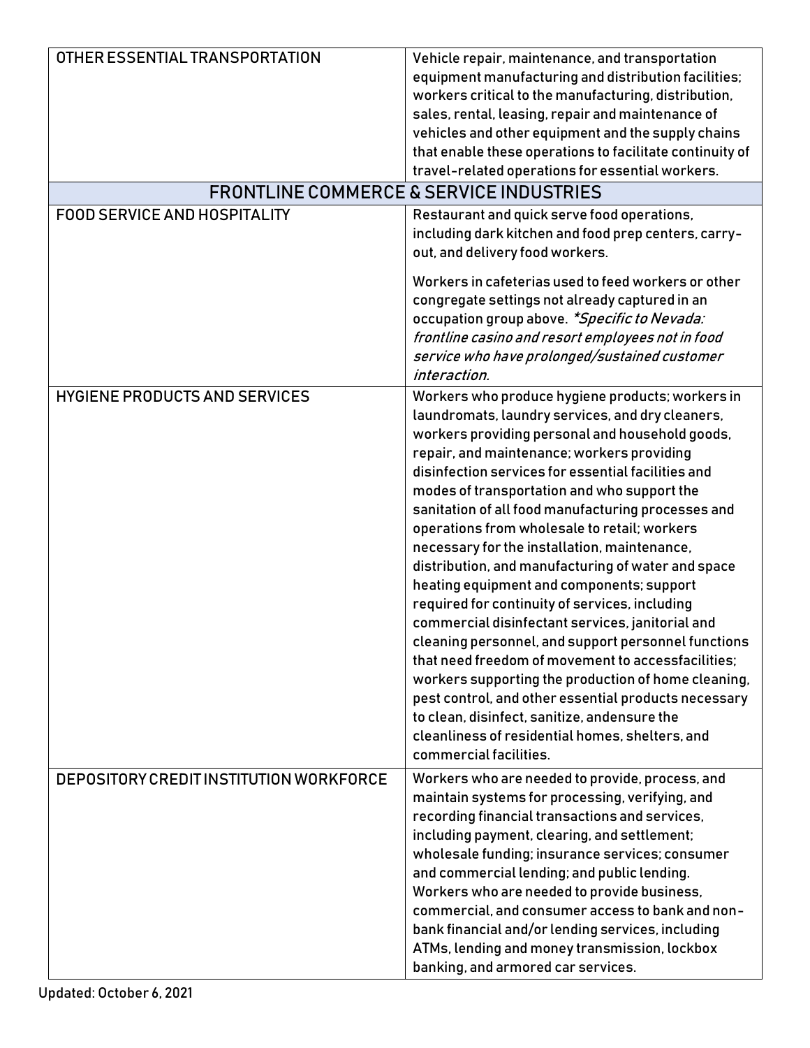| | |
|---|---|
| OTHER ESSENTIAL TRANSPORTATION | Vehicle repair, maintenance, and transportation equipment manufacturing and distribution facilities; workers critical to the manufacturing, distribution, sales, rental, leasing, repair and maintenance of vehicles and other equipment and the supply chains that enable these operations to facilitate continuity of travel-related operations for essential workers. |
| **FRONTLINE COMMERCE & SERVICE INDUSTRIES** | |
| FOOD SERVICE AND HOSPITALITY | Restaurant and quick serve food operations, including dark kitchen and food prep centers, carry-out, and delivery food workers.<br><br>Workers in cafeterias used to feed workers or other congregate settings not already captured in an occupation group above. *\*Specific to Nevada: frontline casino and resort employees not in food service who have prolonged/sustained customer interaction.* |
| HYGIENE PRODUCTS AND SERVICES | Workers who produce hygiene products; workers in laundromats, laundry services, and dry cleaners, workers providing personal and household goods, repair, and maintenance; workers providing disinfection services for essential facilities and modes of transportation and who support the sanitation of all food manufacturing processes and operations from wholesale to retail; workers necessary for the installation, maintenance, distribution, and manufacturing of water and space heating equipment and components; support required for continuity of services, including commercial disinfectant services, janitorial and cleaning personnel, and support personnel functions that need freedom of movement to accessfacilities; workers supporting the production of home cleaning, pest control, and other essential products necessary to clean, disinfect, sanitize, andensure the cleanliness of residential homes, shelters, and commercial facilities. |
| DEPOSITORY CREDIT INSTITUTION WORKFORCE | Workers who are needed to provide, process, and maintain systems for processing, verifying, and recording financial transactions and services, including payment, clearing, and settlement; wholesale funding; insurance services; consumer and commercial lending; and public lending. Workers who are needed to provide business, commercial, and consumer access to bank and non-bank financial and/or lending services, including ATMs, lending and money transmission, lockbox banking, and armored car services. |

Updated: October 6, 2021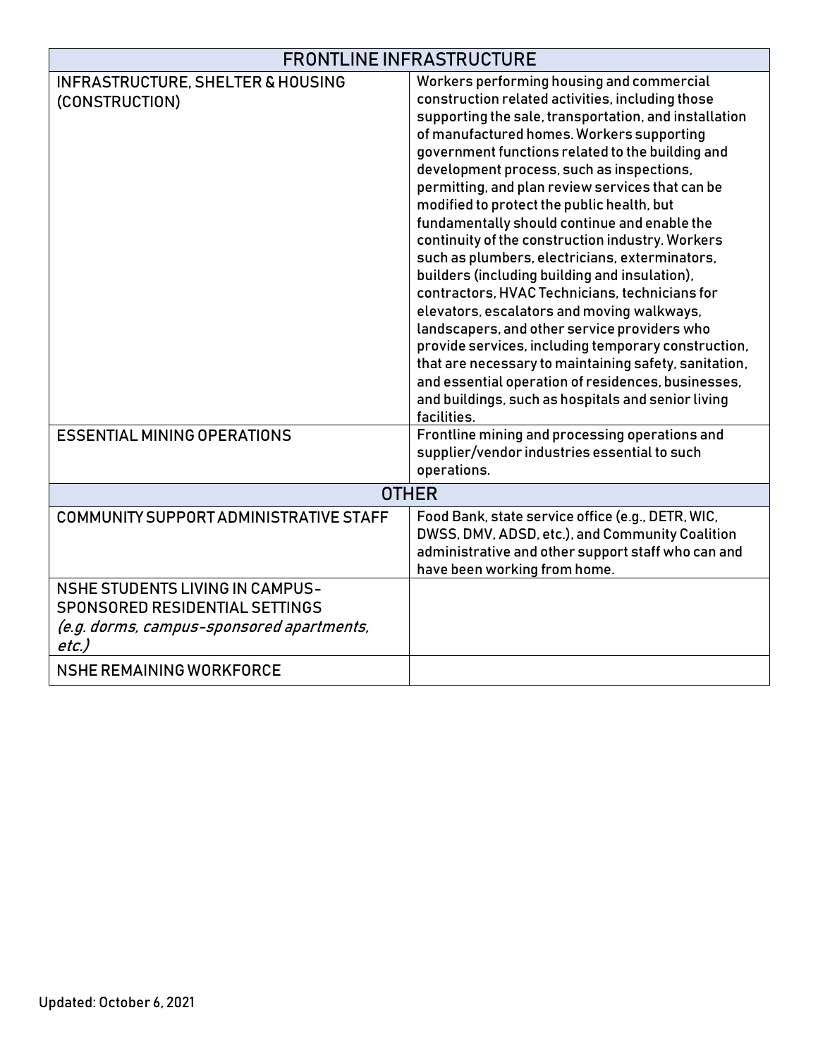| FRONTLINE INFRASTRUCTURE | |
|---|---|
| INFRASTRUCTURE, SHELTER & HOUSING (CONSTRUCTION) | Workers performing housing and commercial construction related activities, including those supporting the sale, transportation, and installation of manufactured homes. Workers supporting government functions related to the building and development process, such as inspections, permitting, and plan review services that can be modified to protect the public health, but fundamentally should continue and enable the continuity of the construction industry. Workers such as plumbers, electricians, exterminators, builders (including building and insulation), contractors, HVAC Technicians, technicians for elevators, escalators and moving walkways, landscapers, and other service providers who provide services, including temporary construction, that are necessary to maintaining safety, sanitation, and essential operation of residences, businesses, and buildings, such as hospitals and senior living facilities. |
| ESSENTIAL MINING OPERATIONS | Frontline mining and processing operations and supplier/vendor industries essential to such operations. |
| **OTHER** | |
| COMMUNITY SUPPORT ADMINISTRATIVE STAFF | Food Bank, state service office (e.g., DETR, WIC, DWSS, DMV, ADSD, etc.), and Community Coalition administrative and other support staff who can and have been working from home. |
| NSHE STUDENTS LIVING IN CAMPUS-SPONSORED RESIDENTIAL SETTINGS *(e.g. dorms, campus-sponsored apartments, etc.)* | |
| NSHE REMAINING WORKFORCE | |

Updated: October 6, 2021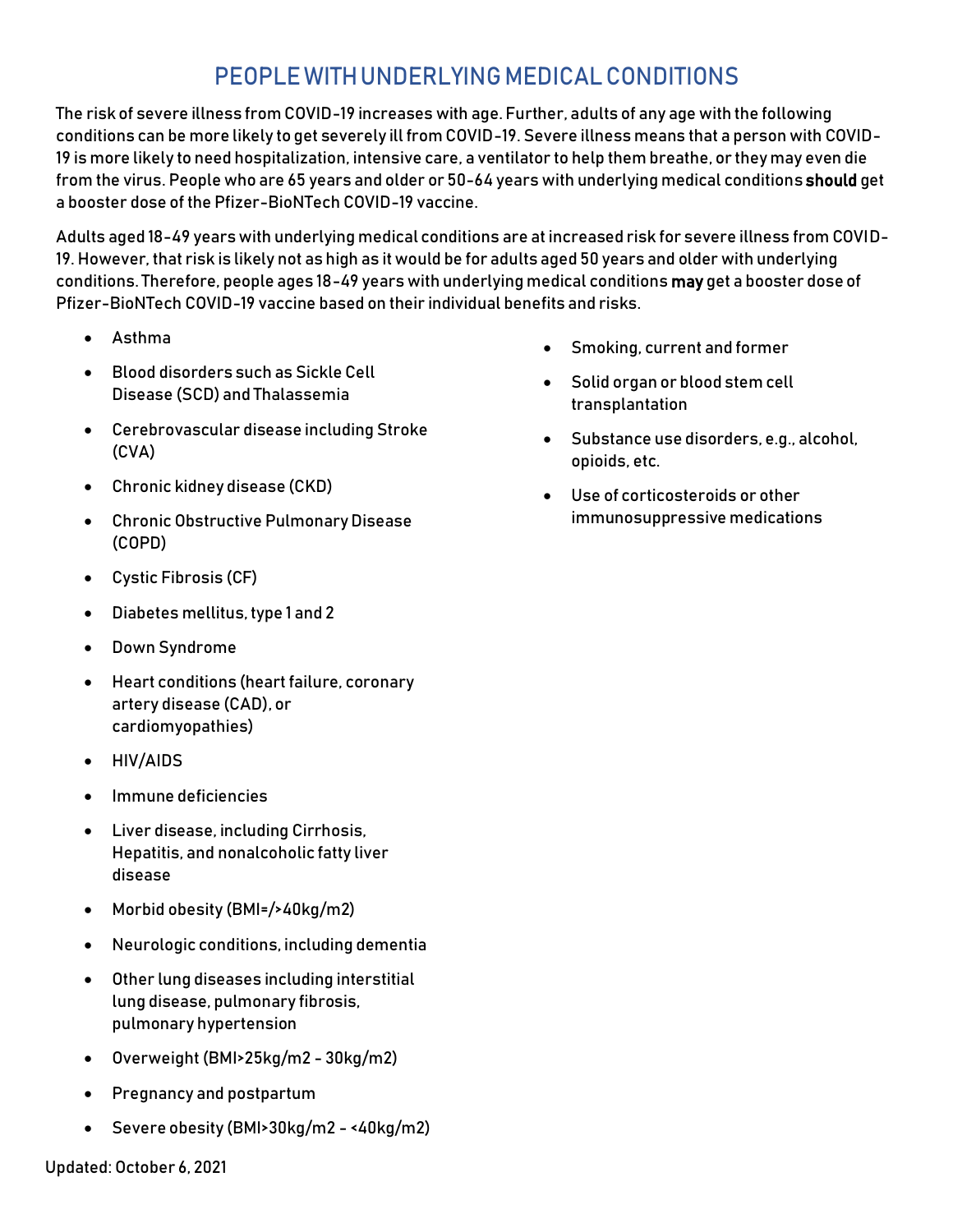## PEOPLE WITH UNDERLYING MEDICAL CONDITIONS

The risk of severe illness from COVID-19 increases with age. Further, adults of any age with the following conditions can be more likely to get severely ill from COVID-19. Severe illness means that a person with COVID-19 is more likely to need hospitalization, intensive care, a ventilator to help them breathe, or they may even die from the virus. People who are 65 years and older or 50-64 years with underlying medical conditions **should** get a booster dose of the Pfizer-BioNTech COVID-19 vaccine.

Adults aged 18-49 years with underlying medical conditions are at increased risk for severe illness from COVID-19. However, that risk is likely not as high as it would be for adults aged 50 years and older with underlying conditions. Therefore, people ages 18-49 years with underlying medical conditions **may** get a booster dose of Pfizer-BioNTech COVID-19 vaccine based on their individual benefits and risks.

- Asthma
- Blood disorders such as Sickle Cell Disease (SCD) and Thalassemia
- Cerebrovascular disease including Stroke (CVA)
- Chronic kidney disease (CKD)
- Chronic Obstructive Pulmonary Disease (COPD)
- Cystic Fibrosis (CF)
- Diabetes mellitus, type 1 and 2
- Down Syndrome
- Heart conditions (heart failure, coronary artery disease (CAD), or cardiomyopathies)
- HIV/AIDS
- Immune deficiencies
- Liver disease, including Cirrhosis, Hepatitis, and nonalcoholic fatty liver disease
- Morbid obesity (BMI=/>40kg/m2)
- Neurologic conditions, including dementia
- Other lung diseases including interstitial lung disease, pulmonary fibrosis, pulmonary hypertension
- Overweight (BMI>25kg/m2 - 30kg/m2)
- Pregnancy and postpartum
- Severe obesity (BMI>30kg/m2 - <40kg/m2)
- Smoking, current and former
- Solid organ or blood stem cell transplantation
- Substance use disorders, e.g., alcohol, opioids, etc.
- Use of corticosteroids or other immunosuppressive medications

Updated: October 6, 2021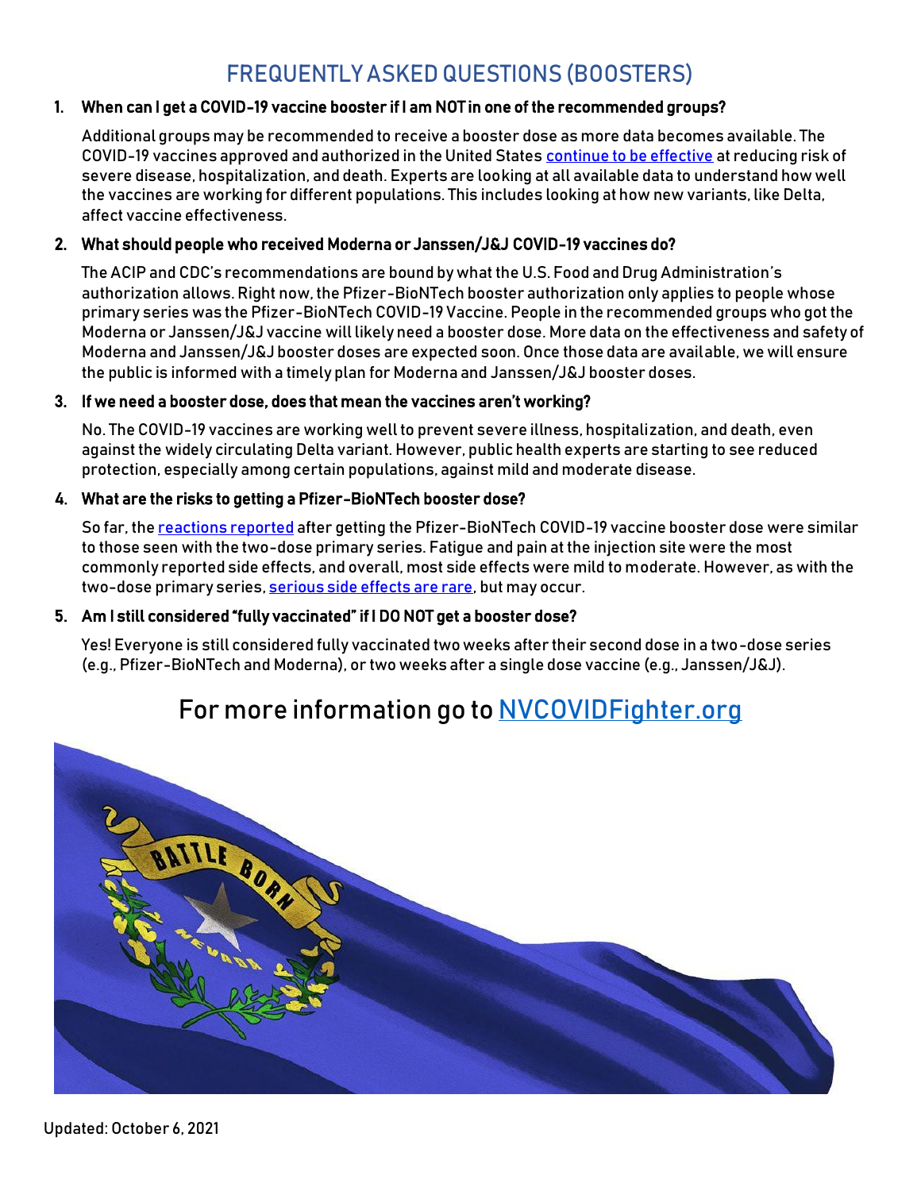# FREQUENTLY ASKED QUESTIONS (BOOSTERS)

1. **When can I get a COVID-19 vaccine booster if I am NOT in one of the recommended groups?**

   Additional groups may be recommended to receive a booster dose as more data becomes available. The COVID-19 vaccines approved and authorized in the United States continue to be effective at reducing risk of severe disease, hospitalization, and death. Experts are looking at all available data to understand how well the vaccines are working for different populations. This includes looking at how new variants, like Delta, affect vaccine effectiveness.

2. **What should people who received Moderna or Janssen/J&J COVID-19 vaccines do?**

   The ACIP and CDC's recommendations are bound by what the U.S. Food and Drug Administration's authorization allows. Right now, the Pfizer-BioNTech booster authorization only applies to people whose primary series was the Pfizer-BioNTech COVID-19 Vaccine. People in the recommended groups who got the Moderna or Janssen/J&J vaccine will likely need a booster dose. More data on the effectiveness and safety of Moderna and Janssen/J&J booster doses are expected soon. Once those data are available, we will ensure the public is informed with a timely plan for Moderna and Janssen/J&J booster doses.

3. **If we need a booster dose, does that mean the vaccines aren't working?**

   No. The COVID-19 vaccines are working well to prevent severe illness, hospitalization, and death, even against the widely circulating Delta variant. However, public health experts are starting to see reduced protection, especially among certain populations, against mild and moderate disease.

4. **What are the risks to getting a Pfizer-BioNTech booster dose?**

   So far, the reactions reported after getting the Pfizer-BioNTech COVID-19 vaccine booster dose were similar to those seen with the two-dose primary series. Fatigue and pain at the injection site were the most commonly reported side effects, and overall, most side effects were mild to moderate. However, as with the two-dose primary series, serious side effects are rare, but may occur.

5. **Am I still considered "fully vaccinated" if I DO NOT get a booster dose?**

   Yes! Everyone is still considered fully vaccinated two weeks after their second dose in a two-dose series (e.g., Pfizer-BioNTech and Moderna), or two weeks after a single dose vaccine (e.g., Janssen/J&J).

## For more information go to NVCOVIDFighter.org

Updated: October 6, 2021